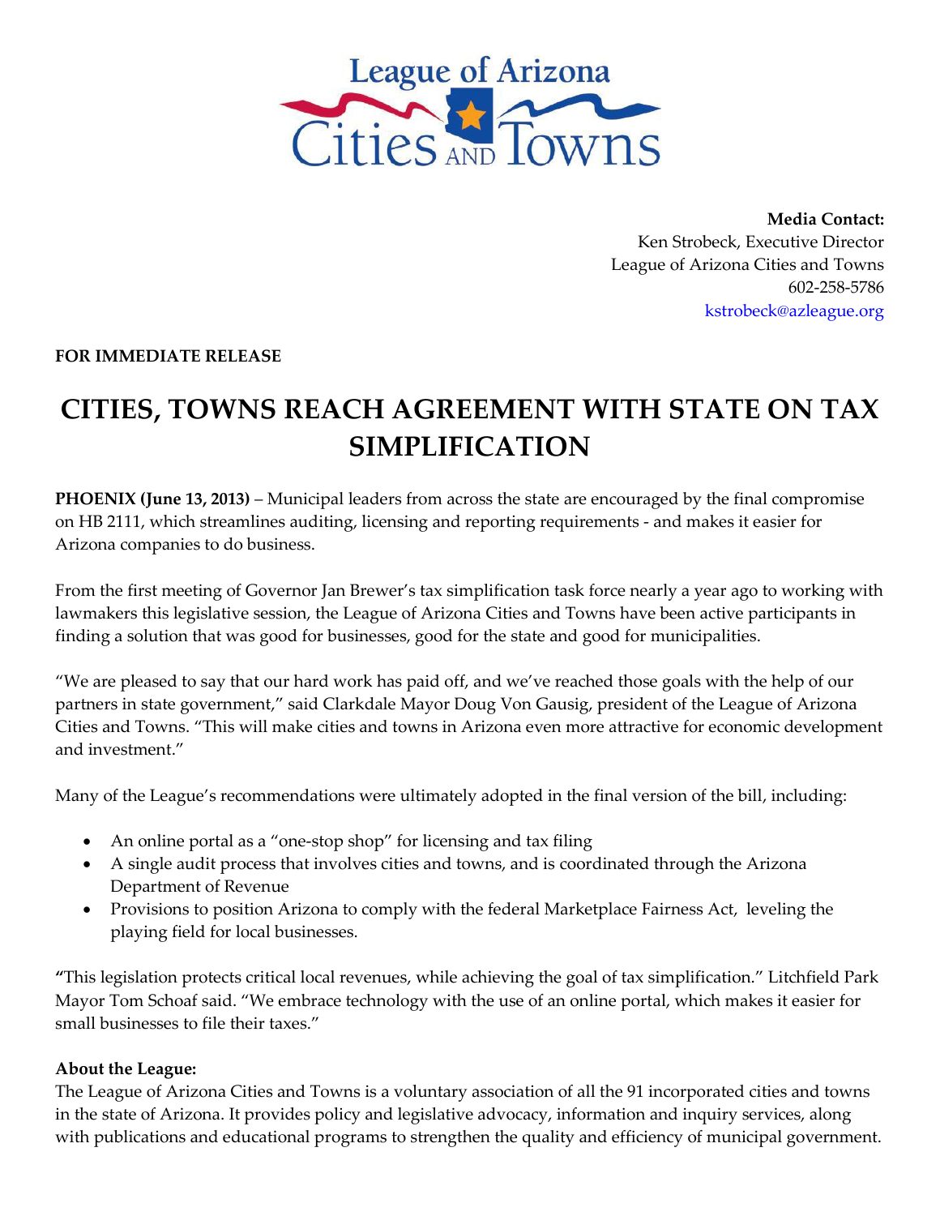League of Arizona Cities and Towns

**Media Contact:**
Ken Strobeck, Executive Director
League of Arizona Cities and Towns
602-258-5786
kstrobeck@azleague.org

**FOR IMMEDIATE RELEASE**

# CITIES, TOWNS REACH AGREEMENT WITH STATE ON TAX SIMPLIFICATION

**PHOENIX (June 13, 2013)** – Municipal leaders from across the state are encouraged by the final compromise on HB 2111, which streamlines auditing, licensing and reporting requirements - and makes it easier for Arizona companies to do business.

From the first meeting of Governor Jan Brewer's tax simplification task force nearly a year ago to working with lawmakers this legislative session, the League of Arizona Cities and Towns have been active participants in finding a solution that was good for businesses, good for the state and good for municipalities.

"We are pleased to say that our hard work has paid off, and we've reached those goals with the help of our partners in state government," said Clarkdale Mayor Doug Von Gausig, president of the League of Arizona Cities and Towns. "This will make cities and towns in Arizona even more attractive for economic development and investment."

Many of the League's recommendations were ultimately adopted in the final version of the bill, including:

- An online portal as a "one-stop shop" for licensing and tax filing
- A single audit process that involves cities and towns, and is coordinated through the Arizona Department of Revenue
- Provisions to position Arizona to comply with the federal Marketplace Fairness Act, leveling the playing field for local businesses.

"This legislation protects critical local revenues, while achieving the goal of tax simplification." Litchfield Park Mayor Tom Schoaf said. "We embrace technology with the use of an online portal, which makes it easier for small businesses to file their taxes."

**About the League:**
The League of Arizona Cities and Towns is a voluntary association of all the 91 incorporated cities and towns in the state of Arizona. It provides policy and legislative advocacy, information and inquiry services, along with publications and educational programs to strengthen the quality and efficiency of municipal government.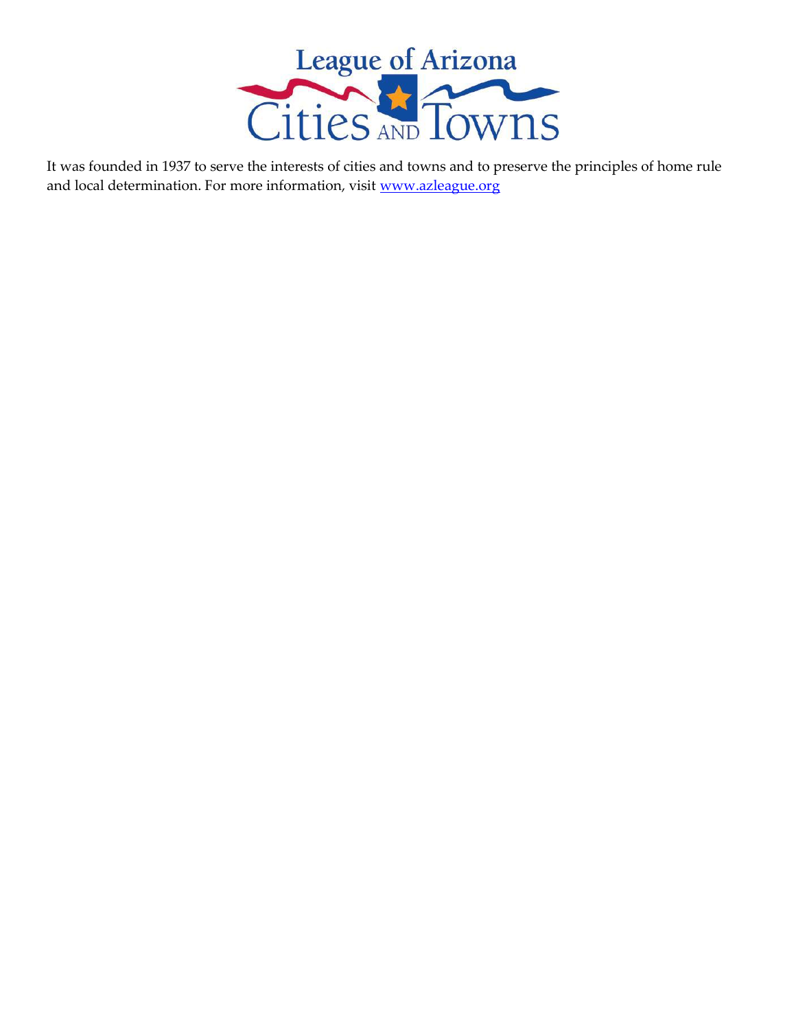League of Arizona Cities and Towns

It was founded in 1937 to serve the interests of cities and towns and to preserve the principles of home rule and local determination. For more information, visit [www.azleague.org](http://www.azleague.org)